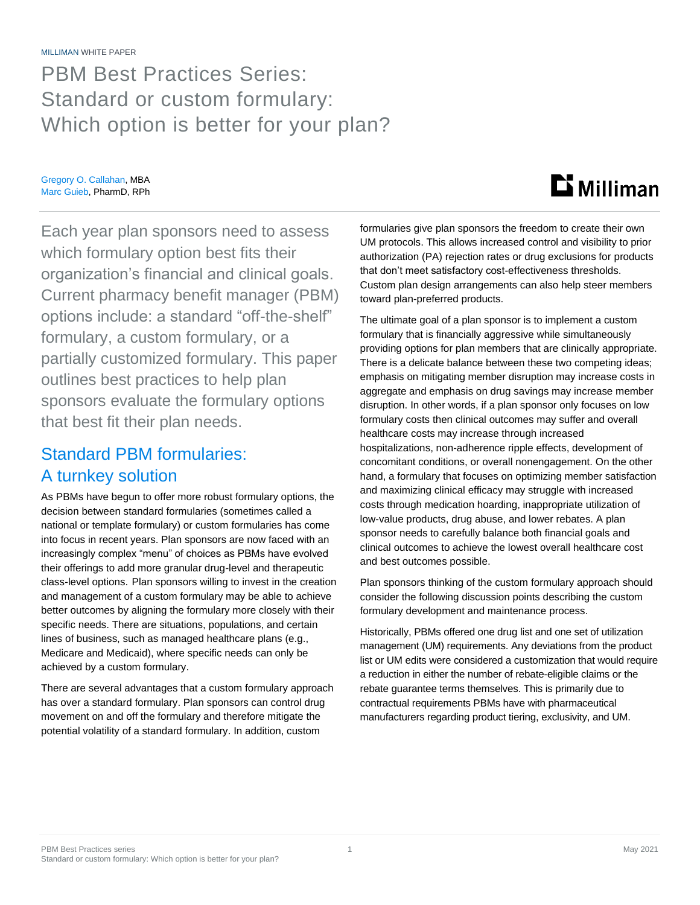MILLIMAN WHITE PAPER

# PBM Best Practices Series: Standard or custom formulary: Which option is better for your plan?

Gregory O. Callahan, MBA
Marc Guieb, PharmD, RPh

Each year plan sponsors need to assess which formulary option best fits their organization's financial and clinical goals. Current pharmacy benefit manager (PBM) options include: a standard "off-the-shelf" formulary, a custom formulary, or a partially customized formulary. This paper outlines best practices to help plan sponsors evaluate the formulary options that best fit their plan needs.

## Standard PBM formularies: A turnkey solution

As PBMs have begun to offer more robust formulary options, the decision between standard formularies (sometimes called a national or template formulary) or custom formularies has come into focus in recent years. Plan sponsors are now faced with an increasingly complex "menu" of choices as PBMs have evolved their offerings to add more granular drug-level and therapeutic class-level options. Plan sponsors willing to invest in the creation and management of a custom formulary may be able to achieve better outcomes by aligning the formulary more closely with their specific needs. There are situations, populations, and certain lines of business, such as managed healthcare plans (e.g., Medicare and Medicaid), where specific needs can only be achieved by a custom formulary.

There are several advantages that a custom formulary approach has over a standard formulary. Plan sponsors can control drug movement on and off the formulary and therefore mitigate the potential volatility of a standard formulary. In addition, custom formularies give plan sponsors the freedom to create their own UM protocols. This allows increased control and visibility to prior authorization (PA) rejection rates or drug exclusions for products that don't meet satisfactory cost-effectiveness thresholds. Custom plan design arrangements can also help steer members toward plan-preferred products.

The ultimate goal of a plan sponsor is to implement a custom formulary that is financially aggressive while simultaneously providing options for plan members that are clinically appropriate. There is a delicate balance between these two competing ideas; emphasis on mitigating member disruption may increase costs in aggregate and emphasis on drug savings may increase member disruption. In other words, if a plan sponsor only focuses on low formulary costs then clinical outcomes may suffer and overall healthcare costs may increase through increased hospitalizations, non-adherence ripple effects, development of concomitant conditions, or overall nonengagement. On the other hand, a formulary that focuses on optimizing member satisfaction and maximizing clinical efficacy may struggle with increased costs through medication hoarding, inappropriate utilization of low-value products, drug abuse, and lower rebates. A plan sponsor needs to carefully balance both financial goals and clinical outcomes to achieve the lowest overall healthcare cost and best outcomes possible.

Plan sponsors thinking of the custom formulary approach should consider the following discussion points describing the custom formulary development and maintenance process.

Historically, PBMs offered one drug list and one set of utilization management (UM) requirements. Any deviations from the product list or UM edits were considered a customization that would require a reduction in either the number of rebate-eligible claims or the rebate guarantee terms themselves. This is primarily due to contractual requirements PBMs have with pharmaceutical manufacturers regarding product tiering, exclusivity, and UM.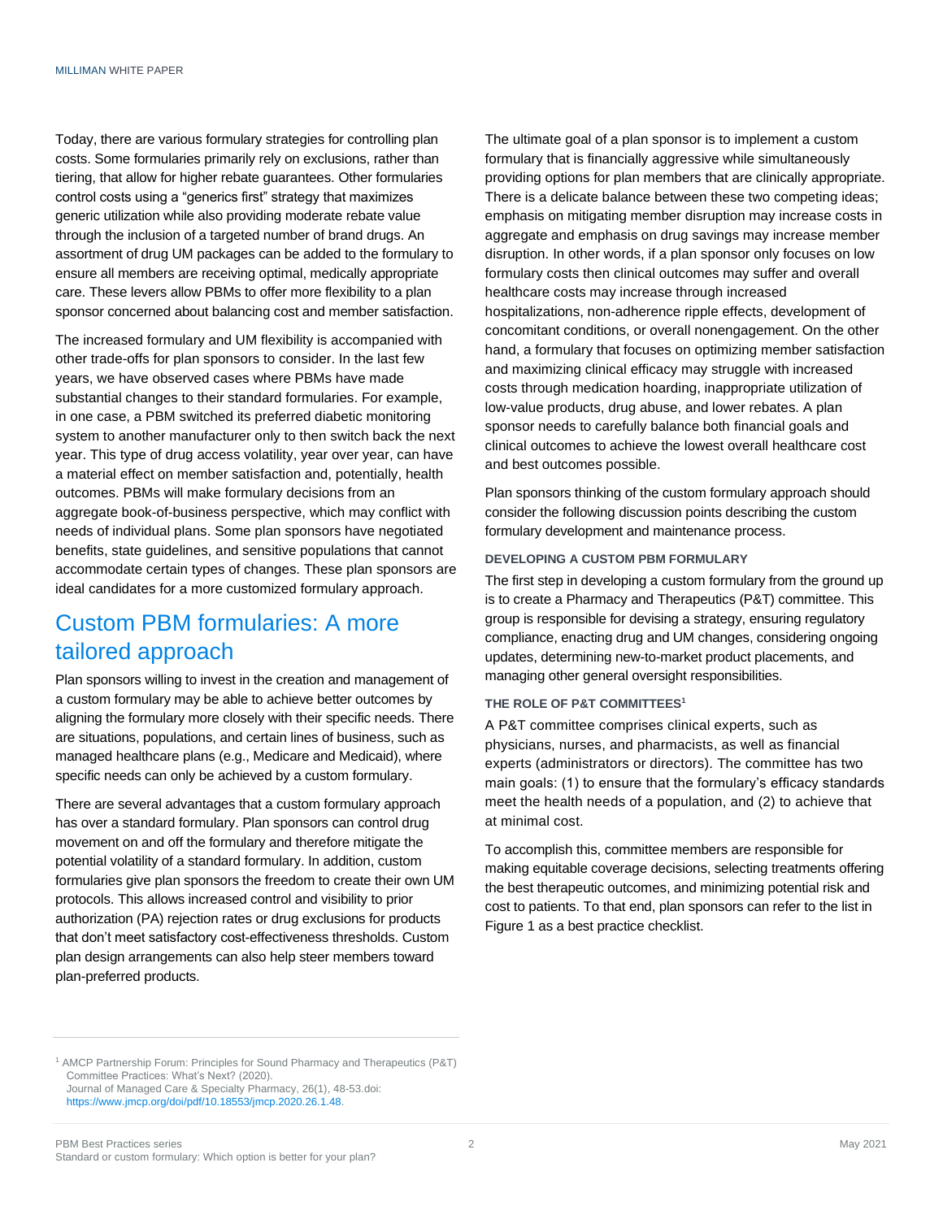Today, there are various formulary strategies for controlling plan costs. Some formularies primarily rely on exclusions, rather than tiering, that allow for higher rebate guarantees. Other formularies control costs using a "generics first" strategy that maximizes generic utilization while also providing moderate rebate value through the inclusion of a targeted number of brand drugs. An assortment of drug UM packages can be added to the formulary to ensure all members are receiving optimal, medically appropriate care. These levers allow PBMs to offer more flexibility to a plan sponsor concerned about balancing cost and member satisfaction.

The increased formulary and UM flexibility is accompanied with other trade-offs for plan sponsors to consider. In the last few years, we have observed cases where PBMs have made substantial changes to their standard formularies. For example, in one case, a PBM switched its preferred diabetic monitoring system to another manufacturer only to then switch back the next year. This type of drug access volatility, year over year, can have a material effect on member satisfaction and, potentially, health outcomes. PBMs will make formulary decisions from an aggregate book-of-business perspective, which may conflict with needs of individual plans. Some plan sponsors have negotiated benefits, state guidelines, and sensitive populations that cannot accommodate certain types of changes. These plan sponsors are ideal candidates for a more customized formulary approach.

## Custom PBM formularies: A more tailored approach

Plan sponsors willing to invest in the creation and management of a custom formulary may be able to achieve better outcomes by aligning the formulary more closely with their specific needs. There are situations, populations, and certain lines of business, such as managed healthcare plans (e.g., Medicare and Medicaid), where specific needs can only be achieved by a custom formulary.

There are several advantages that a custom formulary approach has over a standard formulary. Plan sponsors can control drug movement on and off the formulary and therefore mitigate the potential volatility of a standard formulary. In addition, custom formularies give plan sponsors the freedom to create their own UM protocols. This allows increased control and visibility to prior authorization (PA) rejection rates or drug exclusions for products that don't meet satisfactory cost-effectiveness thresholds. Custom plan design arrangements can also help steer members toward plan-preferred products.

The ultimate goal of a plan sponsor is to implement a custom formulary that is financially aggressive while simultaneously providing options for plan members that are clinically appropriate. There is a delicate balance between these two competing ideas; emphasis on mitigating member disruption may increase costs in aggregate and emphasis on drug savings may increase member disruption. In other words, if a plan sponsor only focuses on low formulary costs then clinical outcomes may suffer and overall healthcare costs may increase through increased hospitalizations, non-adherence ripple effects, development of concomitant conditions, or overall nonengagement. On the other hand, a formulary that focuses on optimizing member satisfaction and maximizing clinical efficacy may struggle with increased costs through medication hoarding, inappropriate utilization of low-value products, drug abuse, and lower rebates. A plan sponsor needs to carefully balance both financial goals and clinical outcomes to achieve the lowest overall healthcare cost and best outcomes possible.

Plan sponsors thinking of the custom formulary approach should consider the following discussion points describing the custom formulary development and maintenance process.

### DEVELOPING A CUSTOM PBM FORMULARY

The first step in developing a custom formulary from the ground up is to create a Pharmacy and Therapeutics (P&T) committee. This group is responsible for devising a strategy, ensuring regulatory compliance, enacting drug and UM changes, considering ongoing updates, determining new-to-market product placements, and managing other general oversight responsibilities.

### THE ROLE OF P&T COMMITTEES[1]

A P&T committee comprises clinical experts, such as physicians, nurses, and pharmacists, as well as financial experts (administrators or directors). The committee has two main goals: (1) to ensure that the formulary's efficacy standards meet the health needs of a population, and (2) to achieve that at minimal cost.

To accomplish this, committee members are responsible for making equitable coverage decisions, selecting treatments offering the best therapeutic outcomes, and minimizing potential risk and cost to patients. To that end, plan sponsors can refer to the list in Figure 1 as a best practice checklist.

[1] AMCP Partnership Forum: Principles for Sound Pharmacy and Therapeutics (P&T) Committee Practices: What's Next? (2020). Journal of Managed Care & Specialty Pharmacy, 26(1), 48-53.doi: https://www.jmcp.org/doi/pdf/10.18553/jmcp.2020.26.1.48.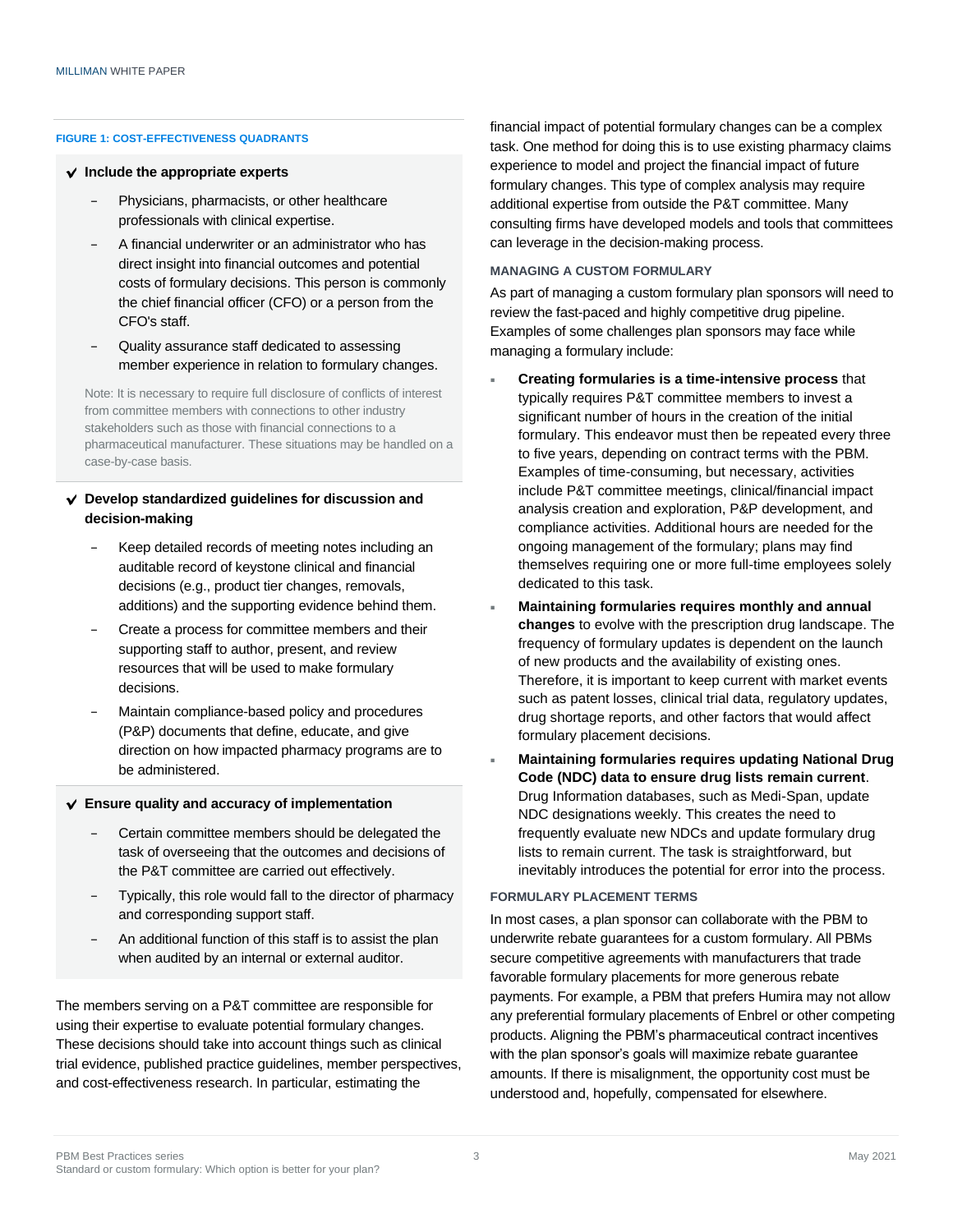**FIGURE 1: COST-EFFECTIVENESS QUADRANTS**

✔ **Include the appropriate experts**

- Physicians, pharmacists, or other healthcare professionals with clinical expertise.
- A financial underwriter or an administrator who has direct insight into financial outcomes and potential costs of formulary decisions. This person is commonly the chief financial officer (CFO) or a person from the CFO's staff.
- Quality assurance staff dedicated to assessing member experience in relation to formulary changes.

Note: It is necessary to require full disclosure of conflicts of interest from committee members with connections to other industry stakeholders such as those with financial connections to a pharmaceutical manufacturer. These situations may be handled on a case-by-case basis.

✔ **Develop standardized guidelines for discussion and decision-making**

- Keep detailed records of meeting notes including an auditable record of keystone clinical and financial decisions (e.g., product tier changes, removals, additions) and the supporting evidence behind them.
- Create a process for committee members and their supporting staff to author, present, and review resources that will be used to make formulary decisions.
- Maintain compliance-based policy and procedures (P&P) documents that define, educate, and give direction on how impacted pharmacy programs are to be administered.

✔ **Ensure quality and accuracy of implementation**

- Certain committee members should be delegated the task of overseeing that the outcomes and decisions of the P&T committee are carried out effectively.
- Typically, this role would fall to the director of pharmacy and corresponding support staff.
- An additional function of this staff is to assist the plan when audited by an internal or external auditor.

The members serving on a P&T committee are responsible for using their expertise to evaluate potential formulary changes. These decisions should take into account things such as clinical trial evidence, published practice guidelines, member perspectives, and cost-effectiveness research. In particular, estimating the financial impact of potential formulary changes can be a complex task. One method for doing this is to use existing pharmacy claims experience to model and project the financial impact of future formulary changes. This type of complex analysis may require additional expertise from outside the P&T committee. Many consulting firms have developed models and tools that committees can leverage in the decision-making process.

## MANAGING A CUSTOM FORMULARY

As part of managing a custom formulary plan sponsors will need to review the fast-paced and highly competitive drug pipeline. Examples of some challenges plan sponsors may face while managing a formulary include:

- **Creating formularies is a time-intensive process** that typically requires P&T committee members to invest a significant number of hours in the creation of the initial formulary. This endeavor must then be repeated every three to five years, depending on contract terms with the PBM. Examples of time-consuming, but necessary, activities include P&T committee meetings, clinical/financial impact analysis creation and exploration, P&P development, and compliance activities. Additional hours are needed for the ongoing management of the formulary; plans may find themselves requiring one or more full-time employees solely dedicated to this task.
- **Maintaining formularies requires monthly and annual changes** to evolve with the prescription drug landscape. The frequency of formulary updates is dependent on the launch of new products and the availability of existing ones. Therefore, it is important to keep current with market events such as patent losses, clinical trial data, regulatory updates, drug shortage reports, and other factors that would affect formulary placement decisions.
- **Maintaining formularies requires updating National Drug Code (NDC) data to ensure drug lists remain current**. Drug Information databases, such as Medi-Span, update NDC designations weekly. This creates the need to frequently evaluate new NDCs and update formulary drug lists to remain current. The task is straightforward, but inevitably introduces the potential for error into the process.

## FORMULARY PLACEMENT TERMS

In most cases, a plan sponsor can collaborate with the PBM to underwrite rebate guarantees for a custom formulary. All PBMs secure competitive agreements with manufacturers that trade favorable formulary placements for more generous rebate payments. For example, a PBM that prefers Humira may not allow any preferential formulary placements of Enbrel or other competing products. Aligning the PBM's pharmaceutical contract incentives with the plan sponsor's goals will maximize rebate guarantee amounts. If there is misalignment, the opportunity cost must be understood and, hopefully, compensated for elsewhere.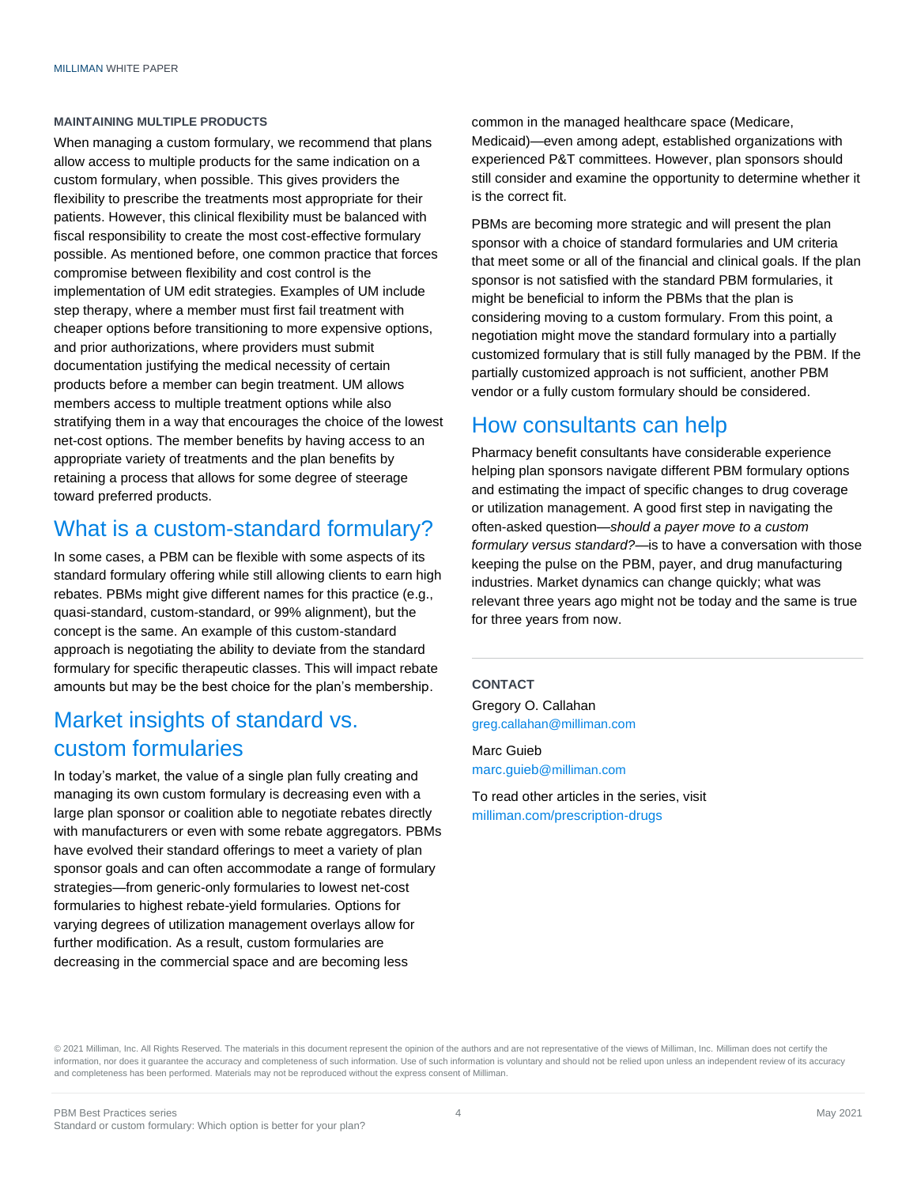### MAINTAINING MULTIPLE PRODUCTS

When managing a custom formulary, we recommend that plans allow access to multiple products for the same indication on a custom formulary, when possible. This gives providers the flexibility to prescribe the treatments most appropriate for their patients. However, this clinical flexibility must be balanced with fiscal responsibility to create the most cost-effective formulary possible. As mentioned before, one common practice that forces compromise between flexibility and cost control is the implementation of UM edit strategies. Examples of UM include step therapy, where a member must first fail treatment with cheaper options before transitioning to more expensive options, and prior authorizations, where providers must submit documentation justifying the medical necessity of certain products before a member can begin treatment. UM allows members access to multiple treatment options while also stratifying them in a way that encourages the choice of the lowest net-cost options. The member benefits by having access to an appropriate variety of treatments and the plan benefits by retaining a process that allows for some degree of steerage toward preferred products.

## What is a custom-standard formulary?

In some cases, a PBM can be flexible with some aspects of its standard formulary offering while still allowing clients to earn high rebates. PBMs might give different names for this practice (e.g., quasi-standard, custom-standard, or 99% alignment), but the concept is the same. An example of this custom-standard approach is negotiating the ability to deviate from the standard formulary for specific therapeutic classes. This will impact rebate amounts but may be the best choice for the plan's membership.

## Market insights of standard vs. custom formularies

In today's market, the value of a single plan fully creating and managing its own custom formulary is decreasing even with a large plan sponsor or coalition able to negotiate rebates directly with manufacturers or even with some rebate aggregators. PBMs have evolved their standard offerings to meet a variety of plan sponsor goals and can often accommodate a range of formulary strategies—from generic-only formularies to lowest net-cost formularies to highest rebate-yield formularies. Options for varying degrees of utilization management overlays allow for further modification. As a result, custom formularies are decreasing in the commercial space and are becoming less common in the managed healthcare space (Medicare, Medicaid)—even among adept, established organizations with experienced P&T committees. However, plan sponsors should still consider and examine the opportunity to determine whether it is the correct fit.

PBMs are becoming more strategic and will present the plan sponsor with a choice of standard formularies and UM criteria that meet some or all of the financial and clinical goals. If the plan sponsor is not satisfied with the standard PBM formularies, it might be beneficial to inform the PBMs that the plan is considering moving to a custom formulary. From this point, a negotiation might move the standard formulary into a partially customized formulary that is still fully managed by the PBM. If the partially customized approach is not sufficient, another PBM vendor or a fully custom formulary should be considered.

## How consultants can help

Pharmacy benefit consultants have considerable experience helping plan sponsors navigate different PBM formulary options and estimating the impact of specific changes to drug coverage or utilization management. A good first step in navigating the often-asked question—*should a payer move to a custom formulary versus standard?*—is to have a conversation with those keeping the pulse on the PBM, payer, and drug manufacturing industries. Market dynamics can change quickly; what was relevant three years ago might not be today and the same is true for three years from now.

### CONTACT

Gregory O. Callahan
greg.callahan@milliman.com

Marc Guieb
marc.guieb@milliman.com

To read other articles in the series, visit
milliman.com/prescription-drugs

© 2021 Milliman, Inc. All Rights Reserved. The materials in this document represent the opinion of the authors and are not representative of the views of Milliman, Inc. Milliman does not certify the information, nor does it guarantee the accuracy and completeness of such information. Use of such information is voluntary and should not be relied upon unless an independent review of its accuracy and completeness has been performed. Materials may not be reproduced without the express consent of Milliman.